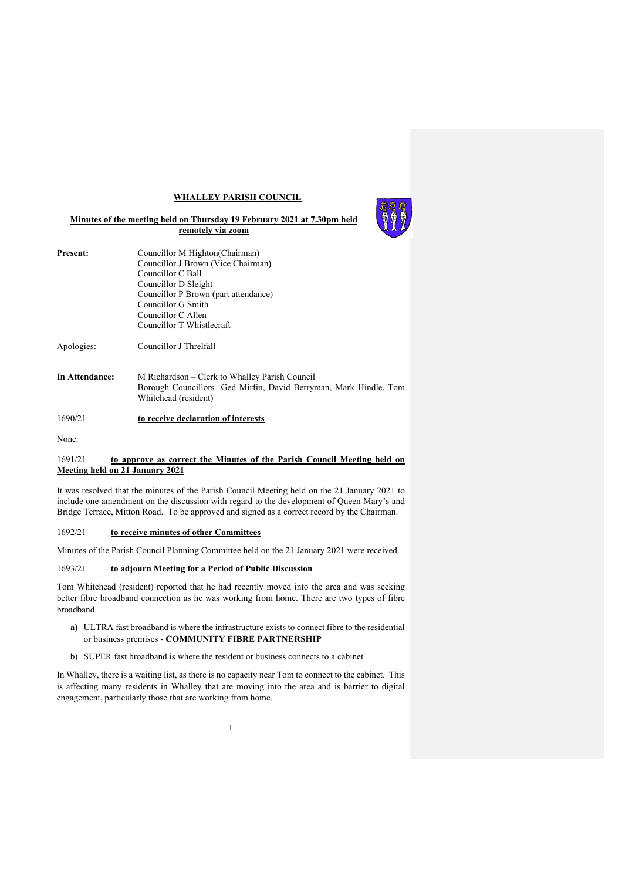**WHALLEY PARISH COUNCIL**

**Minutes of the meeting held on Thursday 19 February 2021 at 7.30pm held remotely via zoom**

**Present:**
Councillor M Highton(Chairman)
Councillor J Brown (Vice Chairman**)**
Councillor C Ball
Councillor D Sleight
Councillor P Brown (part attendance)
Councillor G Smith
Councillor C Allen
Councillor T Whistlecraft

Apologies: Councillor J Threlfall

**In Attendance:**
M Richardson – Clerk to Whalley Parish Council
Borough Councillors Ged Mirfin, David Berryman, Mark Hindle, Tom Whitehead (resident)

1690/21 **to receive declaration of interests**

None.

1691/21 **to approve as correct the Minutes of the Parish Council Meeting held on Meeting held on 21 January 2021**

It was resolved that the minutes of the Parish Council Meeting held on the 21 January 2021 to include one amendment on the discussion with regard to the development of Queen Mary's and Bridge Terrace, Mitton Road. To be approved and signed as a correct record by the Chairman.

1692/21 **to receive minutes of other Committees**

Minutes of the Parish Council Planning Committee held on the 21 January 2021 were received.

1693/21 **to adjourn Meeting for a Period of Public Discussion**

Tom Whitehead (resident) reported that he had recently moved into the area and was seeking better fibre broadband connection as he was working from home. There are two types of fibre broadband.

**a)** ULTRA fast broadband is where the infrastructure exists to connect fibre to the residential or business premises - **COMMUNITY FIBRE PARTNERSHIP**

b) SUPER fast broadband is where the resident or business connects to a cabinet

In Whalley, there is a waiting list, as there is no capacity near Tom to connect to the cabinet. This is affecting many residents in Whalley that are moving into the area and is barrier to digital engagement, particularly those that are working from home.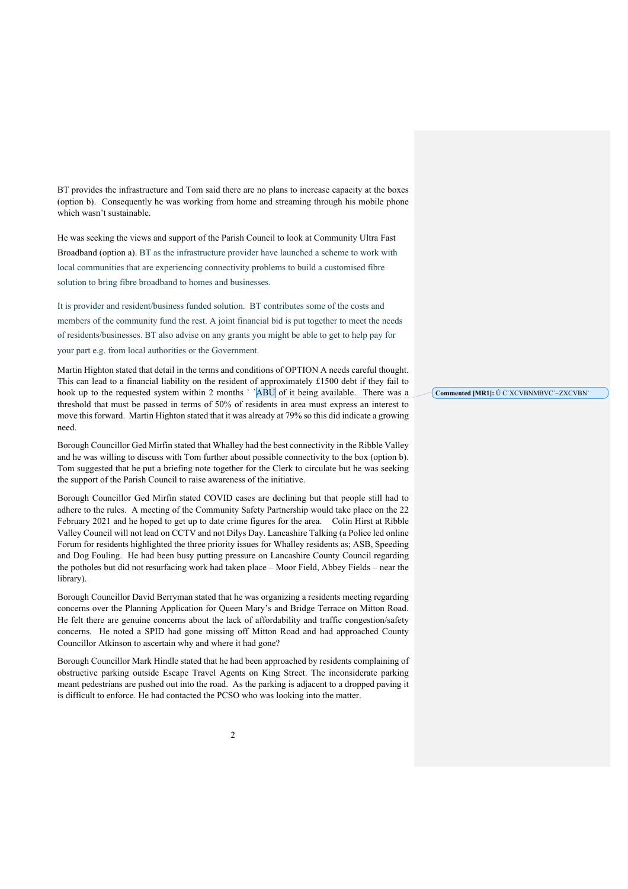BT provides the infrastructure and Tom said there are no plans to increase capacity at the boxes (option b). Consequently he was working from home and streaming through his mobile phone which wasn't sustainable.

He was seeking the views and support of the Parish Council to look at Community Ultra Fast Broadband (option a). BT as the infrastructure provider have launched a scheme to work with local communities that are experiencing connectivity problems to build a customised fibre solution to bring fibre broadband to homes and businesses.

It is provider and resident/business funded solution. BT contributes some of the costs and members of the community fund the rest. A joint financial bid is put together to meet the needs of residents/businesses. BT also advise on any grants you might be able to get to help pay for your part e.g. from local authorities or the Government.

Martin Highton stated that detail in the terms and conditions of OPTION A needs careful thought. This can lead to a financial liability on the resident of approximately £1500 debt if they fail to hook up to the requested system within 2 months ` `ABU of it being available. There was a threshold that must be passed in terms of 50% of residents in area must express an interest to move this forward. Martin Highton stated that it was already at 79% so this did indicate a growing need.

Commented [MR1]: Ù C`XCVBNMBVC`~ZXCVBN`

Borough Councillor Ged Mirfin stated that Whalley had the best connectivity in the Ribble Valley and he was willing to discuss with Tom further about possible connectivity to the box (option b). Tom suggested that he put a briefing note together for the Clerk to circulate but he was seeking the support of the Parish Council to raise awareness of the initiative.

Borough Councillor Ged Mirfin stated COVID cases are declining but that people still had to adhere to the rules. A meeting of the Community Safety Partnership would take place on the 22 February 2021 and he hoped to get up to date crime figures for the area. Colin Hirst at Ribble Valley Council will not lead on CCTV and not Dilys Day. Lancashire Talking (a Police led online Forum for residents highlighted the three priority issues for Whalley residents as; ASB, Speeding and Dog Fouling. He had been busy putting pressure on Lancashire County Council regarding the potholes but did not resurfacing work had taken place – Moor Field, Abbey Fields – near the library).

Borough Councillor David Berryman stated that he was organizing a residents meeting regarding concerns over the Planning Application for Queen Mary's and Bridge Terrace on Mitton Road. He felt there are genuine concerns about the lack of affordability and traffic congestion/safety concerns. He noted a SPID had gone missing off Mitton Road and had approached County Councillor Atkinson to ascertain why and where it had gone?

Borough Councillor Mark Hindle stated that he had been approached by residents complaining of obstructive parking outside Escape Travel Agents on King Street. The inconsiderate parking meant pedestrians are pushed out into the road. As the parking is adjacent to a dropped paving it is difficult to enforce. He had contacted the PCSO who was looking into the matter.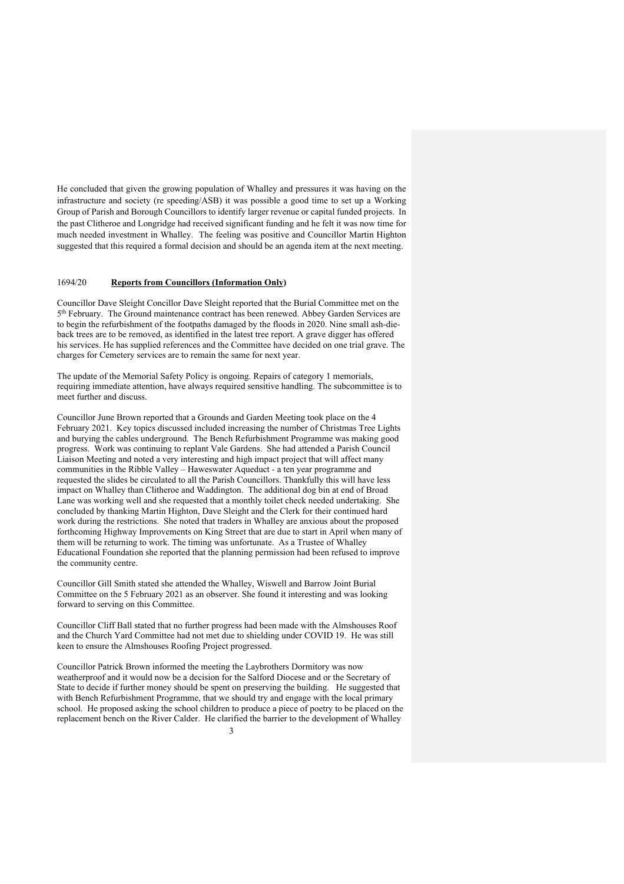He concluded that given the growing population of Whalley and pressures it was having on the infrastructure and society (re speeding/ASB) it was possible a good time to set up a Working Group of Parish and Borough Councillors to identify larger revenue or capital funded projects. In the past Clitheroe and Longridge had received significant funding and he felt it was now time for much needed investment in Whalley. The feeling was positive and Councillor Martin Highton suggested that this required a formal decision and should be an agenda item at the next meeting.

## 1694/20 **Reports from Councillors (Information Only)**

Councillor Dave Sleight Concillor Dave Sleight reported that the Burial Committee met on the 5th February. The Ground maintenance contract has been renewed. Abbey Garden Services are to begin the refurbishment of the footpaths damaged by the floods in 2020. Nine small ash-die-back trees are to be removed, as identified in the latest tree report. A grave digger has offered his services. He has supplied references and the Committee have decided on one trial grave. The charges for Cemetery services are to remain the same for next year.

The update of the Memorial Safety Policy is ongoing. Repairs of category 1 memorials, requiring immediate attention, have always required sensitive handling. The subcommittee is to meet further and discuss.

Councillor June Brown reported that a Grounds and Garden Meeting took place on the 4 February 2021. Key topics discussed included increasing the number of Christmas Tree Lights and burying the cables underground. The Bench Refurbishment Programme was making good progress. Work was continuing to replant Vale Gardens. She had attended a Parish Council Liaison Meeting and noted a very interesting and high impact project that will affect many communities in the Ribble Valley – Haweswater Aqueduct - a ten year programme and requested the slides be circulated to all the Parish Councillors. Thankfully this will have less impact on Whalley than Clitheroe and Waddington. The additional dog bin at end of Broad Lane was working well and she requested that a monthly toilet check needed undertaking. She concluded by thanking Martin Highton, Dave Sleight and the Clerk for their continued hard work during the restrictions. She noted that traders in Whalley are anxious about the proposed forthcoming Highway Improvements on King Street that are due to start in April when many of them will be returning to work. The timing was unfortunate. As a Trustee of Whalley Educational Foundation she reported that the planning permission had been refused to improve the community centre.

Councillor Gill Smith stated she attended the Whalley, Wiswell and Barrow Joint Burial Committee on the 5 February 2021 as an observer. She found it interesting and was looking forward to serving on this Committee.

Councillor Cliff Ball stated that no further progress had been made with the Almshouses Roof and the Church Yard Committee had not met due to shielding under COVID 19. He was still keen to ensure the Almshouses Roofing Project progressed.

Councillor Patrick Brown informed the meeting the Laybrothers Dormitory was now weatherproof and it would now be a decision for the Salford Diocese and or the Secretary of State to decide if further money should be spent on preserving the building. He suggested that with Bench Refurbishment Programme, that we should try and engage with the local primary school. He proposed asking the school children to produce a piece of poetry to be placed on the replacement bench on the River Calder. He clarified the barrier to the development of Whalley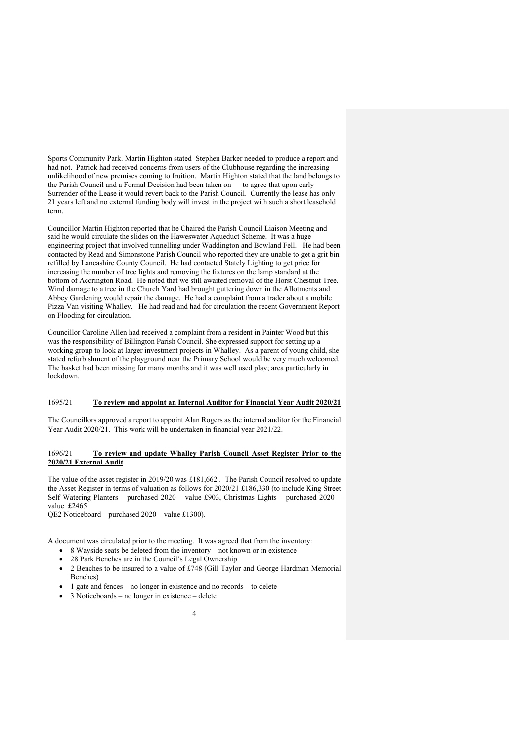Sports Community Park. Martin Highton stated Stephen Barker needed to produce a report and had not. Patrick had received concerns from users of the Clubhouse regarding the increasing unlikelihood of new premises coming to fruition. Martin Highton stated that the land belongs to the Parish Council and a Formal Decision had been taken on to agree that upon early Surrender of the Lease it would revert back to the Parish Council. Currently the lease has only 21 years left and no external funding body will invest in the project with such a short leasehold term.

Councillor Martin Highton reported that he Chaired the Parish Council Liaison Meeting and said he would circulate the slides on the Haweswater Aqueduct Scheme. It was a huge engineering project that involved tunnelling under Waddington and Bowland Fell. He had been contacted by Read and Simonstone Parish Council who reported they are unable to get a grit bin refilled by Lancashire County Council. He had contacted Stately Lighting to get price for increasing the number of tree lights and removing the fixtures on the lamp standard at the bottom of Accrington Road. He noted that we still awaited removal of the Horst Chestnut Tree. Wind damage to a tree in the Church Yard had brought guttering down in the Allotments and Abbey Gardening would repair the damage. He had a complaint from a trader about a mobile Pizza Van visiting Whalley. He had read and had for circulation the recent Government Report on Flooding for circulation.

Councillor Caroline Allen had received a complaint from a resident in Painter Wood but this was the responsibility of Billington Parish Council. She expressed support for setting up a working group to look at larger investment projects in Whalley. As a parent of young child, she stated refurbishment of the playground near the Primary School would be very much welcomed. The basket had been missing for many months and it was well used play; area particularly in lockdown.

## 1695/21 **To review and appoint an Internal Auditor for Financial Year Audit 2020/21**

The Councillors approved a report to appoint Alan Rogers as the internal auditor for the Financial Year Audit 2020/21. This work will be undertaken in financial year 2021/22.

## 1696/21 **To review and update Whalley Parish Council Asset Register Prior to the 2020/21 External Audit**

The value of the asset register in 2019/20 was £181,662 . The Parish Council resolved to update the Asset Register in terms of valuation as follows for 2020/21 £186,330 (to include King Street Self Watering Planters – purchased 2020 – value £903, Christmas Lights – purchased 2020 – value £2465
QE2 Noticeboard – purchased 2020 – value £1300).

A document was circulated prior to the meeting. It was agreed that from the inventory:

- 8 Wayside seats be deleted from the inventory – not known or in existence
- 28 Park Benches are in the Council's Legal Ownership
- 2 Benches to be insured to a value of £748 (Gill Taylor and George Hardman Memorial Benches)
- 1 gate and fences – no longer in existence and no records – to delete
- 3 Noticeboards – no longer in existence – delete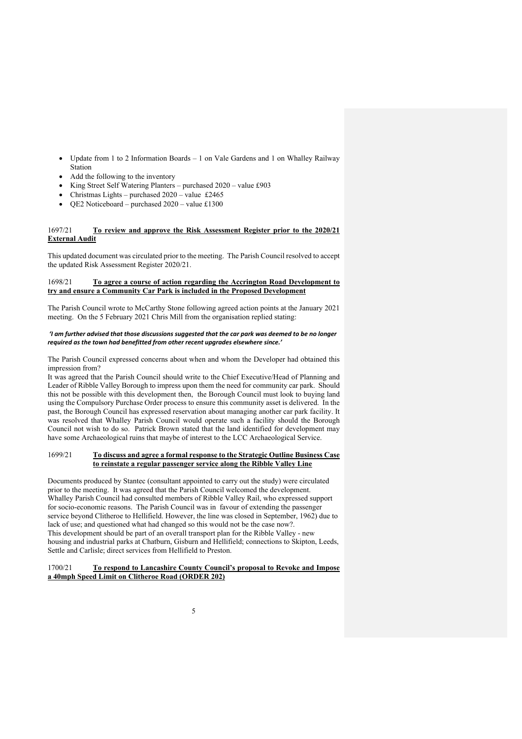- Update from 1 to 2 Information Boards – 1 on Vale Gardens and 1 on Whalley Railway Station
- Add the following to the inventory
- King Street Self Watering Planters – purchased 2020 – value £903
- Christmas Lights – purchased 2020 – value £2465
- QE2 Noticeboard – purchased 2020 – value £1300

1697/21 **To review and approve the Risk Assessment Register prior to the 2020/21 External Audit**

This updated document was circulated prior to the meeting. The Parish Council resolved to accept the updated Risk Assessment Register 2020/21.

1698/21 **To agree a course of action regarding the Accrington Road Development to try and ensure a Community Car Park is included in the Proposed Development**

The Parish Council wrote to McCarthy Stone following agreed action points at the January 2021 meeting. On the 5 February 2021 Chris Mill from the organisation replied stating:

***'I am further advised that those discussions suggested that the car park was deemed to be no longer required as the town had benefitted from other recent upgrades elsewhere since.'***

The Parish Council expressed concerns about when and whom the Developer had obtained this impression from?

It was agreed that the Parish Council should write to the Chief Executive/Head of Planning and Leader of Ribble Valley Borough to impress upon them the need for community car park. Should this not be possible with this development then, the Borough Council must look to buying land using the Compulsory Purchase Order process to ensure this community asset is delivered. In the past, the Borough Council has expressed reservation about managing another car park facility. It was resolved that Whalley Parish Council would operate such a facility should the Borough Council not wish to do so. Patrick Brown stated that the land identified for development may have some Archaeological ruins that maybe of interest to the LCC Archaeological Service.

1699/21 **To discuss and agree a formal response to the Strategic Outline Business Case to reinstate a regular passenger service along the Ribble Valley Line**

Documents produced by Stantec (consultant appointed to carry out the study) were circulated prior to the meeting. It was agreed that the Parish Council welcomed the development. Whalley Parish Council had consulted members of Ribble Valley Rail, who expressed support for socio-economic reasons. The Parish Council was in favour of extending the passenger service beyond Clitheroe to Hellifield. However, the line was closed in September, 1962) due to lack of use; and questioned what had changed so this would not be the case now?.

This development should be part of an overall transport plan for the Ribble Valley - new housing and industrial parks at Chatburn, Gisburn and Hellifield; connections to Skipton, Leeds, Settle and Carlisle; direct services from Hellifield to Preston.

1700/21 **To respond to Lancashire County Council's proposal to Revoke and Impose a 40mph Speed Limit on Clitheroe Road (ORDER 202)**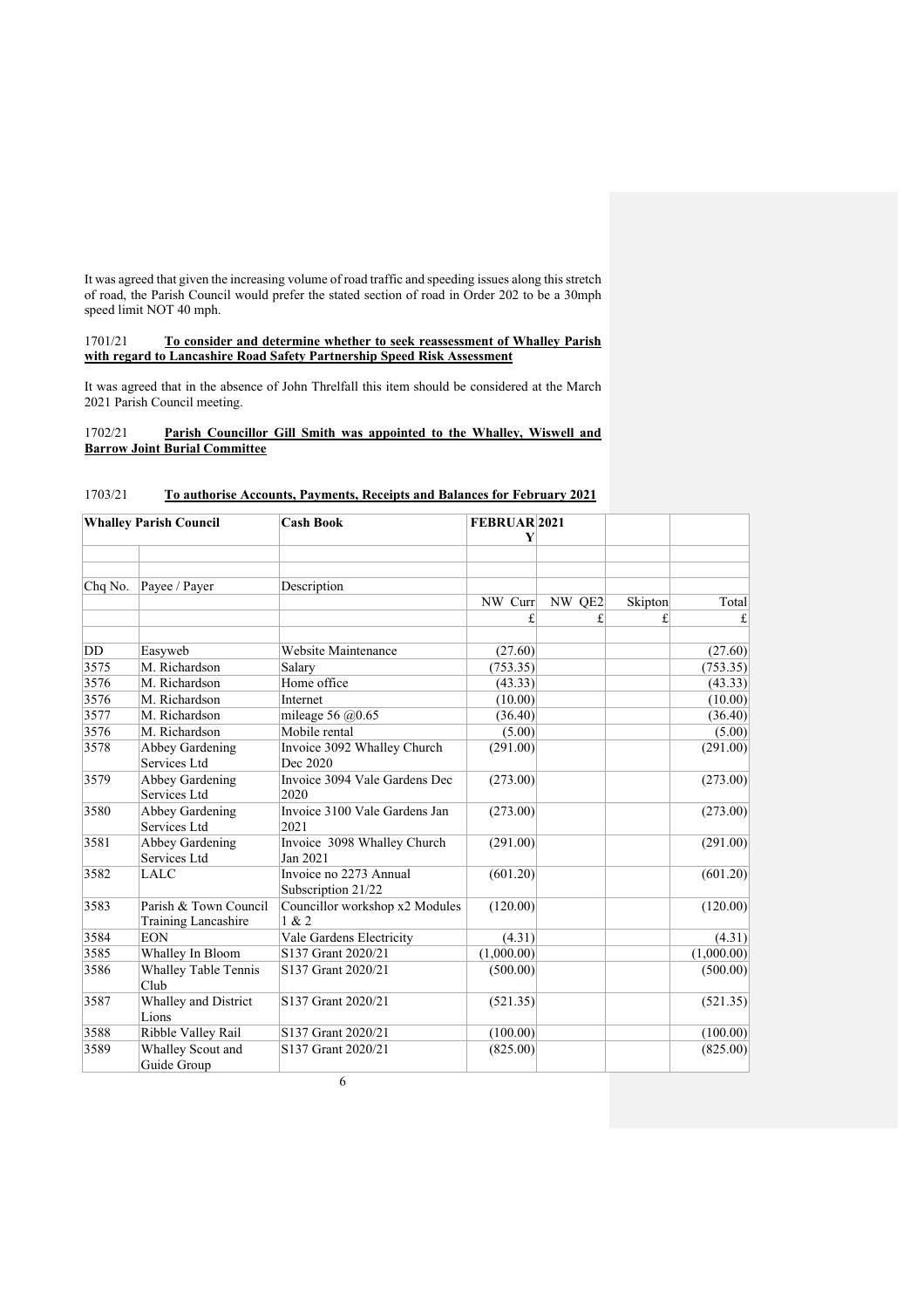It was agreed that given the increasing volume of road traffic and speeding issues along this stretch of road, the Parish Council would prefer the stated section of road in Order 202 to be a 30mph speed limit NOT 40 mph.

1701/21 **To consider and determine whether to seek reassessment of Whalley Parish with regard to Lancashire Road Safety Partnership Speed Risk Assessment**

It was agreed that in the absence of John Threlfall this item should be considered at the March 2021 Parish Council meeting.

1702/21 **Parish Councillor Gill Smith was appointed to the Whalley, Wiswell and Barrow Joint Burial Committee**

1703/21 **To authorise Accounts, Payments, Receipts and Balances for February 2021**

| **Whalley Parish Council** | | **Cash Book** | **FEBRUARY** | **2021** | | |
|---|---|---|---|---|---|---|
| | | | | | | |
| | | | | | | |
| Chq No. | Payee / Payer | Description | | | | |
| | | | NW Curr | NW QE2 | Skipton | Total |
| | | | £ | £ | £ | £ |
| | | | | | | |
| DD | Easyweb | Website Maintenance | (27.60) | | | (27.60) |
| 3575 | M. Richardson | Salary | (753.35) | | | (753.35) |
| 3576 | M. Richardson | Home office | (43.33) | | | (43.33) |
| 3576 | M. Richardson | Internet | (10.00) | | | (10.00) |
| 3577 | M. Richardson | mileage 56 @0.65 | (36.40) | | | (36.40) |
| 3576 | M. Richardson | Mobile rental | (5.00) | | | (5.00) |
| 3578 | Abbey Gardening Services Ltd | Invoice 3092 Whalley Church Dec 2020 | (291.00) | | | (291.00) |
| 3579 | Abbey Gardening Services Ltd | Invoice 3094 Vale Gardens Dec 2020 | (273.00) | | | (273.00) |
| 3580 | Abbey Gardening Services Ltd | Invoice 3100 Vale Gardens Jan 2021 | (273.00) | | | (273.00) |
| 3581 | Abbey Gardening Services Ltd | Invoice 3098 Whalley Church Jan 2021 | (291.00) | | | (291.00) |
| 3582 | LALC | Invoice no 2273 Annual Subscription 21/22 | (601.20) | | | (601.20) |
| 3583 | Parish & Town Council Training Lancashire | Councillor workshop x2 Modules 1 & 2 | (120.00) | | | (120.00) |
| 3584 | EON | Vale Gardens Electricity | (4.31) | | | (4.31) |
| 3585 | Whalley In Bloom | S137 Grant 2020/21 | (1,000.00) | | | (1,000.00) |
| 3586 | Whalley Table Tennis Club | S137 Grant 2020/21 | (500.00) | | | (500.00) |
| 3587 | Whalley and District Lions | S137 Grant 2020/21 | (521.35) | | | (521.35) |
| 3588 | Ribble Valley Rail | S137 Grant 2020/21 | (100.00) | | | (100.00) |
| 3589 | Whalley Scout and Guide Group | S137 Grant 2020/21 | (825.00) | | | (825.00) |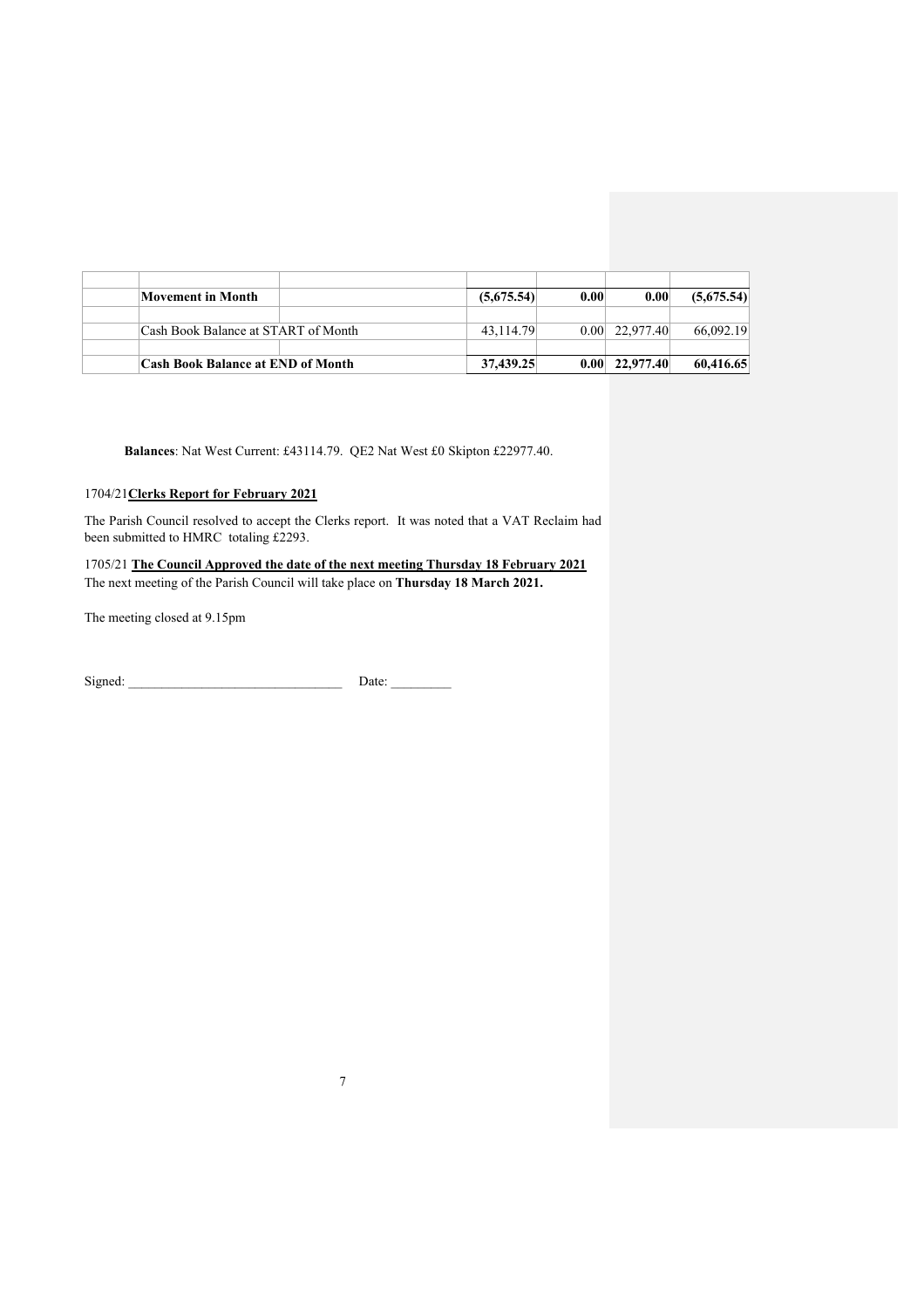| | | | | | | |
|---|---|---|---|---|---|---|
| | | | | | | |
| | **Movement in Month** | | **(5,675.54)** | **0.00** | **0.00** | **(5,675.54)** |
| | | | | | | |
| | Cash Book Balance at START of Month | | 43,114.79 | 0.00 | 22,977.40 | 66,092.19 |
| | | | | | | |
| | **Cash Book Balance at END of Month** | | **37,439.25** | **0.00** | **22,977.40** | **60,416.65** |

**Balances**: Nat West Current: £43114.79. QE2 Nat West £0 Skipton £22977.40.

1704/21 **Clerks Report for February 2021**

The Parish Council resolved to accept the Clerks report. It was noted that a VAT Reclaim had been submitted to HMRC totaling £2293.

1705/21 **The Council Approved the date of the next meeting Thursday 18 February 2021**
The next meeting of the Parish Council will take place on **Thursday 18 March 2021.**

The meeting closed at 9.15pm

Signed: ________________________________ Date: _________